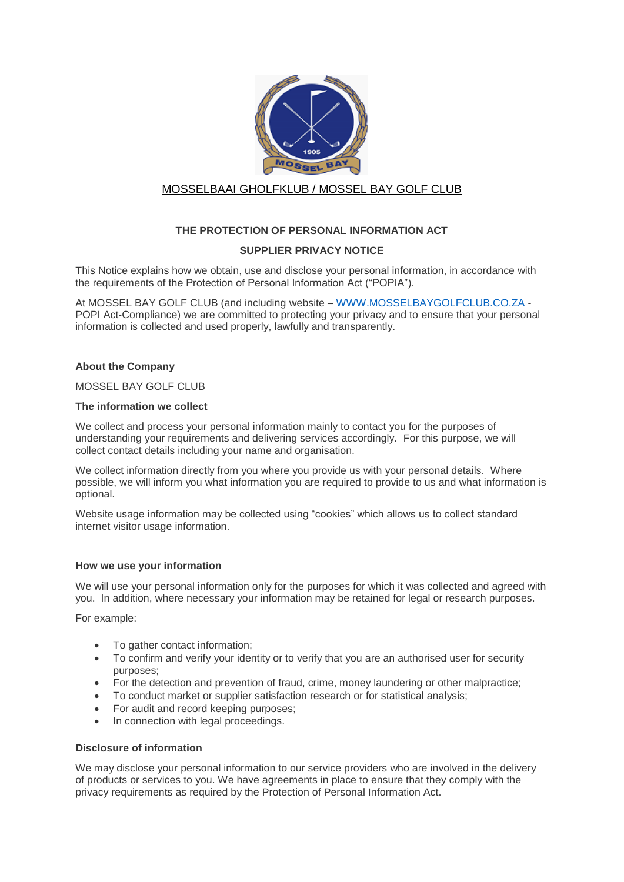MOSSELBAAI GHOLFKLUB / MOSSEL BAY GOLF CLUB

**THE PROTECTION OF PERSONAL INFORMATION ACT**

**SUPPLIER PRIVACY NOTICE**

This Notice explains how we obtain, use and disclose your personal information, in accordance with the requirements of the Protection of Personal Information Act ("POPIA").

At MOSSEL BAY GOLF CLUB (and including website – [WWW.MOSSELBAYGOLFCLUB.CO.ZA](http://WWW.MOSSELBAYGOLFCLUB.CO.ZA) - POPI Act-Compliance) we are committed to protecting your privacy and to ensure that your personal information is collected and used properly, lawfully and transparently.

**About the Company**

MOSSEL BAY GOLF CLUB

**The information we collect**

We collect and process your personal information mainly to contact you for the purposes of understanding your requirements and delivering services accordingly. For this purpose, we will collect contact details including your name and organisation.

We collect information directly from you where you provide us with your personal details. Where possible, we will inform you what information you are required to provide to us and what information is optional.

Website usage information may be collected using "cookies" which allows us to collect standard internet visitor usage information.

**How we use your information**

We will use your personal information only for the purposes for which it was collected and agreed with you. In addition, where necessary your information may be retained for legal or research purposes.

For example:

- To gather contact information;
- To confirm and verify your identity or to verify that you are an authorised user for security purposes;
- For the detection and prevention of fraud, crime, money laundering or other malpractice;
- To conduct market or supplier satisfaction research or for statistical analysis;
- For audit and record keeping purposes;
- In connection with legal proceedings.

**Disclosure of information**

We may disclose your personal information to our service providers who are involved in the delivery of products or services to you. We have agreements in place to ensure that they comply with the privacy requirements as required by the Protection of Personal Information Act.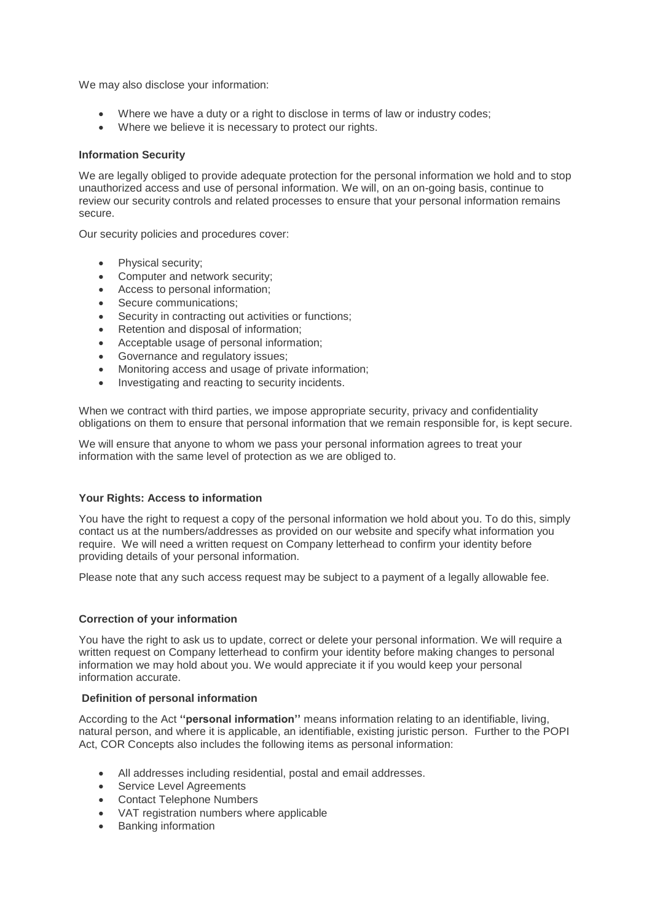We may also disclose your information:

- Where we have a duty or a right to disclose in terms of law or industry codes;
- Where we believe it is necessary to protect our rights.

**Information Security**

We are legally obliged to provide adequate protection for the personal information we hold and to stop unauthorized access and use of personal information. We will, on an on-going basis, continue to review our security controls and related processes to ensure that your personal information remains secure.

Our security policies and procedures cover:

- Physical security;
- Computer and network security;
- Access to personal information;
- Secure communications;
- Security in contracting out activities or functions;
- Retention and disposal of information;
- Acceptable usage of personal information;
- Governance and regulatory issues;
- Monitoring access and usage of private information;
- Investigating and reacting to security incidents.

When we contract with third parties, we impose appropriate security, privacy and confidentiality obligations on them to ensure that personal information that we remain responsible for, is kept secure.

We will ensure that anyone to whom we pass your personal information agrees to treat your information with the same level of protection as we are obliged to.

**Your Rights: Access to information**

You have the right to request a copy of the personal information we hold about you. To do this, simply contact us at the numbers/addresses as provided on our website and specify what information you require. We will need a written request on Company letterhead to confirm your identity before providing details of your personal information.

Please note that any such access request may be subject to a payment of a legally allowable fee.

**Correction of your information**

You have the right to ask us to update, correct or delete your personal information. We will require a written request on Company letterhead to confirm your identity before making changes to personal information we may hold about you. We would appreciate it if you would keep your personal information accurate.

**Definition of personal information**

According to the Act **''personal information''** means information relating to an identifiable, living, natural person, and where it is applicable, an identifiable, existing juristic person. Further to the POPI Act, COR Concepts also includes the following items as personal information:

- All addresses including residential, postal and email addresses.
- Service Level Agreements
- Contact Telephone Numbers
- VAT registration numbers where applicable
- Banking information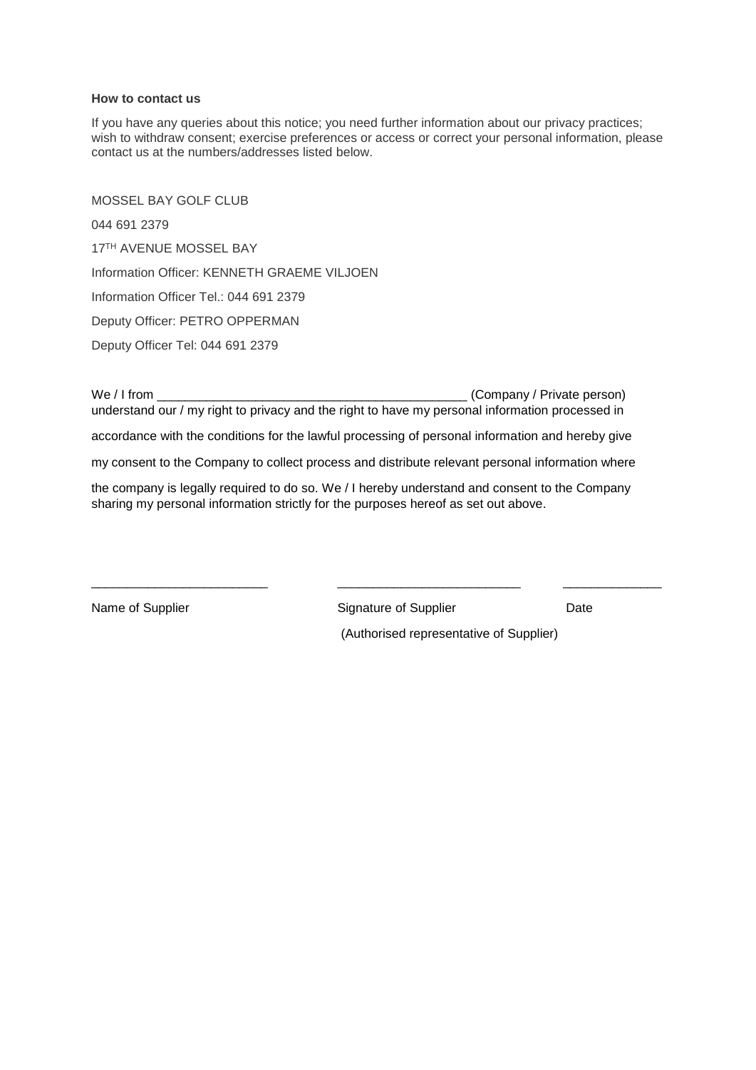**How to contact us**

If you have any queries about this notice; you need further information about our privacy practices; wish to withdraw consent; exercise preferences or access or correct your personal information, please contact us at the numbers/addresses listed below.

MOSSEL BAY GOLF CLUB

044 691 2379

17TH AVENUE MOSSEL BAY

Information Officer: KENNETH GRAEME VILJOEN

Information Officer Tel.: 044 691 2379

Deputy Officer: PETRO OPPERMAN

Deputy Officer Tel: 044 691 2379

We / I from _____________________________________________ (Company / Private person) understand our / my right to privacy and the right to have my personal information processed in accordance with the conditions for the lawful processing of personal information and hereby give my consent to the Company to collect process and distribute relevant personal information where the company is legally required to do so. We / I hereby understand and consent to the Company sharing my personal information strictly for the purposes hereof as set out above.

_________________________ _________________________ ______________

Name of Supplier Signature of Supplier Date

(Authorised representative of Supplier)